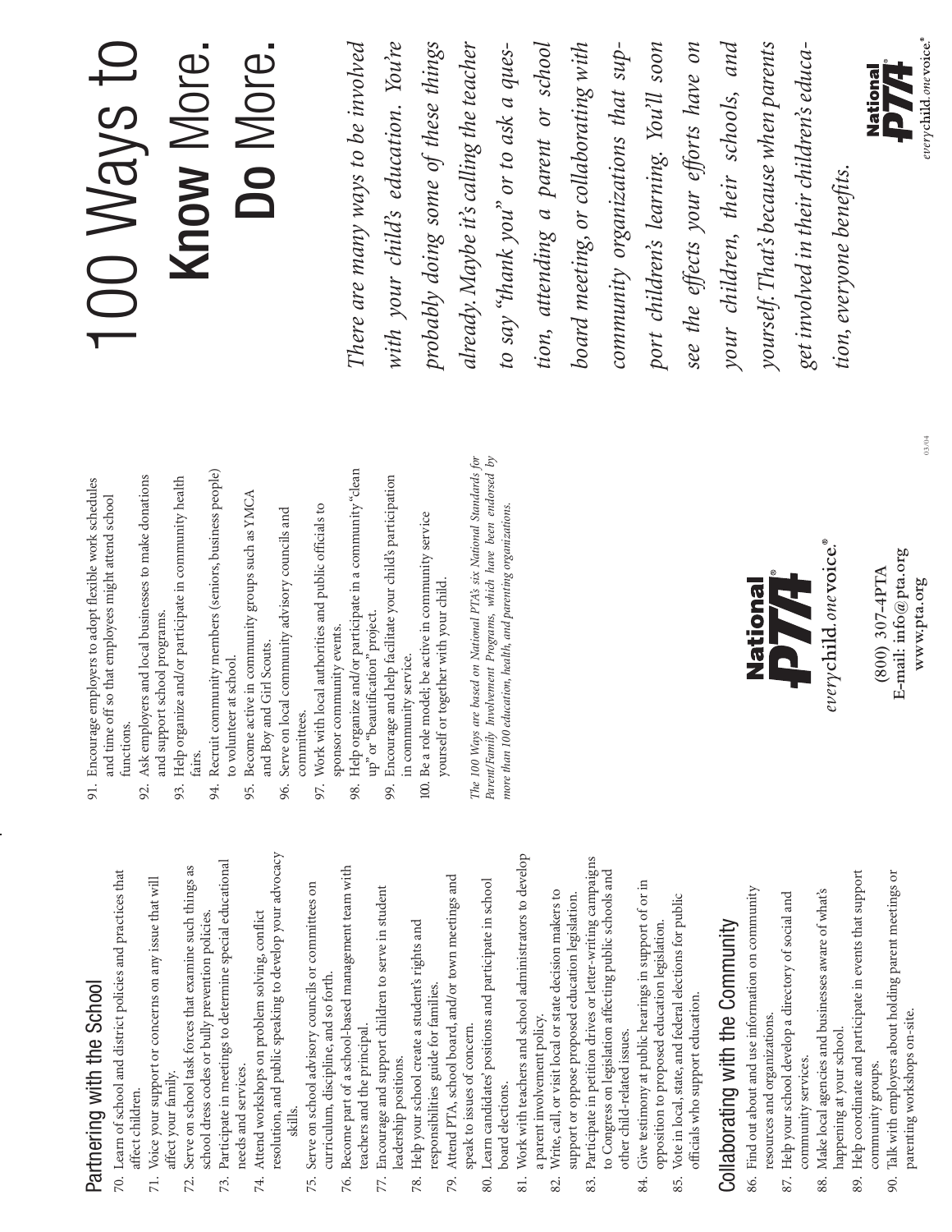## Partnering with the School

70. Learn of school and district policies and practices that affect children.
71. Voice your support or concerns on any issue that will affect your family.
72. Serve on school task forces that examine such things as school dress codes or bully prevention policies.
73. Participate in meetings to determine special educational needs and services.
74. Attend workshops on problem solving, conflict resolution, and public speaking to develop your advocacy skills.
75. Serve on school advisory councils or committees on curriculum, discipline, and so forth.
76. Become part of a school-based management team with teachers and the principal.
77. Encourage and support children to serve in student leadership positions.
78. Help your school create a student's rights and responsibilities guide for families.
79. Attend PTA, school board, and/or town meetings and speak to issues of concern.
80. Learn candidates' positions and participate in school board elections.
81. Work with teachers and school administrators to develop a parent involvement policy.
82. Write, call, or visit local or state decision makers to support or oppose proposed education legislation.
83. Participate in petition drives or letter-writing campaigns to Congress on legislation affecting public schools and other child-related issues.
84. Give testimony at public hearings in support of or in opposition to proposed education legislation.
85. Vote in local, state, and federal elections for public officials who support education.

## Collaborating with the Community

86. Find out about and use information on community resources and organizations.
87. Help your school develop a directory of social and community services.
88. Make local agencies and businesses aware of what's happening at your school.
89. Help coordinate and participate in events that support community groups.
90. Talk with employers about holding parent meetings or parenting workshops on-site.
91. Encourage employers to adopt flexible work schedules and time off so that employees might attend school functions.
92. Ask employers and local businesses to make donations and support school programs.
93. Help organize and/or participate in community health fairs.
94. Recruit community members (seniors, business people) to volunteer at school.
95. Become active in community groups such as YMCA and Boy and Girl Scouts.
96. Serve on local community advisory councils and committees.
97. Work with local authorities and public officials to sponsor community events.
98. Help organize and/or participate in a community "clean up" or "beautification" project.
99. Encourage and help facilitate your child's participation in community service.
100. Be a role model; be active in community service yourself or together with your child.

*The 100 Ways are based on National PTA's six National Standards for Parent/Family Involvement Programs, which have been endorsed by more than 100 education, health, and parenting organizations.*

National PTA®
*every*child.*one*voice.®

(800) 307-4PTA
E-mail: info@pta.org
www.pta.org

# 100 Ways to **Know** More. **Do** More.

*There are many ways to be involved with your child's education. You're probably doing some of these things already. Maybe it's calling the teacher to say "thank you" or to ask a question, attending a parent or school board meeting, or collaborating with community organizations that support children's learning. You'll soon see the effects your efforts have on your children, their schools, and yourself. That's because when parents get involved in their children's education, everyone benefits.*

National PTA®
*every*child.*one*voice.®

03/04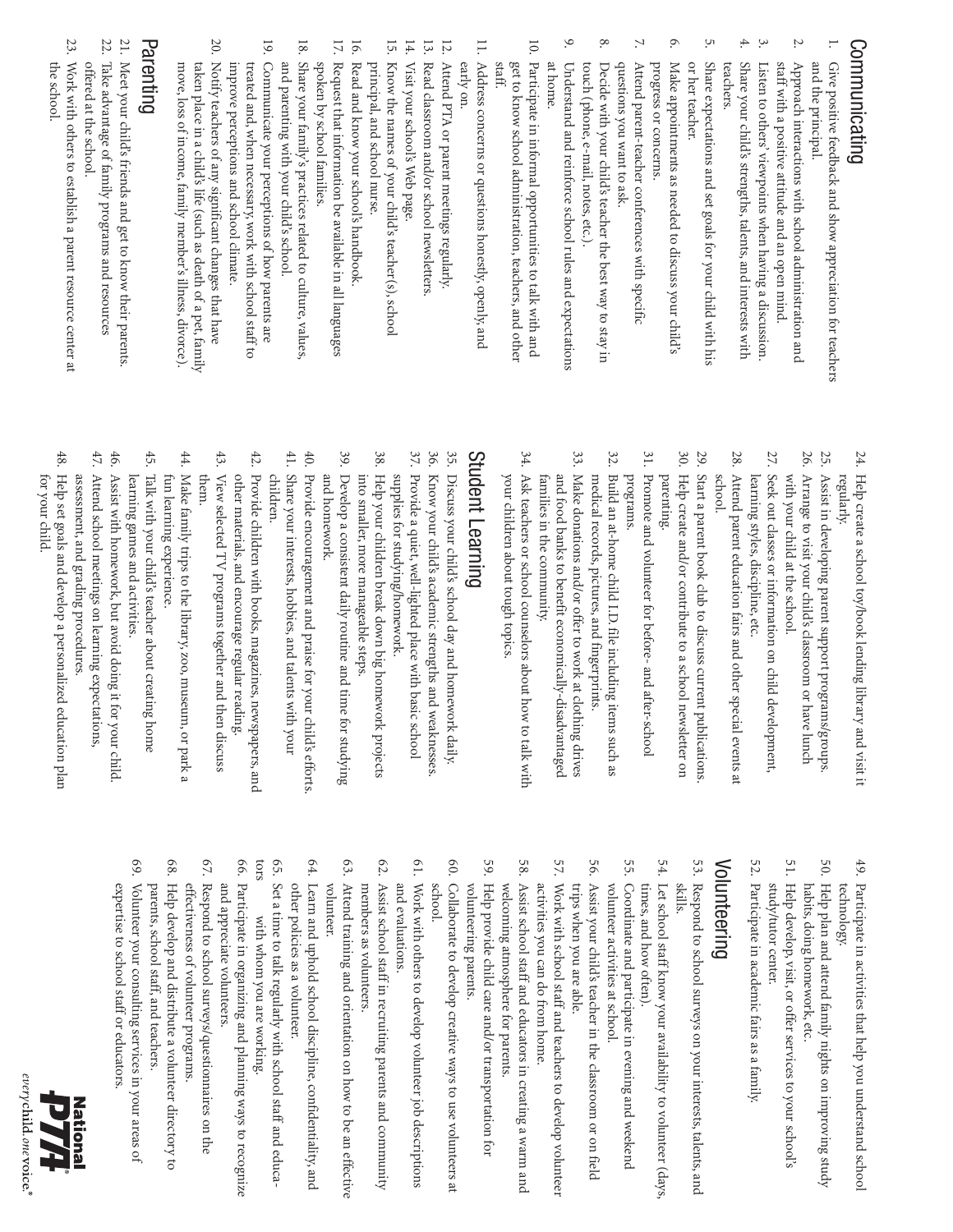## Communicating

1. Give positive feedback and show appreciation for teachers and the principal.
2. Approach interactions with school administration and staff with a positive attitude and an open mind.
3. Listen to others' viewpoints when having a discussion.
4. Share your child's strengths, talents, and interests with teachers.
5. Share expectations and set goals for your child with his or her teacher.
6. Make appointments as needed to discuss your child's progress or concerns.
7. Attend parent-teacher conferences with specific questions you want to ask.
8. Decide with your child's teacher the best way to stay in touch (phone, e-mail, notes, etc.).
9. Understand and reinforce school rules and expectations at home.
10. Participate in informal opportunities to talk with and get to know school administration, teachers, and other staff.
11. Address concerns or questions honestly, openly, and early on.
12. Attend PTA or parent meetings regularly.
13. Read classroom and/or school newsletters.
14. Visit your school's Web page.
15. Know the names of your child's teacher(s), school principal, and school nurse.
16. Read and know your school's handbook.
17. Request that information be available in all languages spoken by school families.
18. Share your family's practices related to culture, values, and parenting with your child's school.
19. Communicate your perceptions of how parents are treated and, when necessary, work with school staff to improve perceptions and school climate.
20. Notify teachers of any significant changes that have taken place in a child's life (such as death of a pet, family move, loss of income, family member's illness, divorce).

## Parenting

21. Meet your child's friends and get to know their parents.
22. Take advantage of family programs and resources offered at the school.
23. Work with others to establish a parent resource center at the school.
24. Help create a school toy/book lending library and visit it regularly.
25. Assist in developing parent support programs/groups.
26. Arrange to visit your child's classroom or have lunch with your child at the school.
27. Seek out classes or information on child development, learning styles, discipline, etc.
28. Attend parent education fairs and other special events at school.
29. Start a parent book club to discuss current publications.
30. Help create and/or contribute to a school newsletter on parenting.
31. Promote and volunteer for before- and after-school programs.
32. Build an at-home child I.D. file including items such as medical records, pictures, and fingerprints.
33. Make donations and/or offer to work at clothing drives and food banks to benefit economically-disadvantaged families in the community.
34. Ask teachers or school counselors about how to talk with your children about tough topics.

## Student Learning

35. Discuss your child's school day and homework daily.
36. Know your child's academic strengths and weaknesses.
37. Provide a quiet, well-lighted place with basic school supplies for studying/homework.
38. Help your children break down big homework projects into smaller, more manageable steps.
39. Develop a consistent daily routine and time for studying and homework.
40. Provide encouragement and praise for your child's efforts.
41. Share your interests, hobbies, and talents with your children.
42. Provide children with books, magazines, newspapers, and other materials, and encourage regular reading.
43. View selected TV programs together and then discuss them.
44. Make family trips to the library, zoo, museum, or park a fun learning experience.
45. Talk with your child's teacher about creating home learning games and activities.
46. Assist with homework, but avoid doing it for your child.
47. Attend school meetings on learning expectations, assessment, and grading procedures.
48. Help set goals and develop a personalized education plan for your child.
49. Participate in activities that help you understand school technology.
50. Help plan and attend family nights on improving study habits, doing homework, etc.
51. Help develop, visit, or offer services to your school's study/tutor center.
52. Participate in academic fairs as a family.

## Volunteering

53. Respond to school surveys on your interests, talents, and skills.
54. Let school staff know your availability to volunteer (days, times, and how often).
55. Coordinate and participate in evening and weekend volunteer activities at school.
56. Assist your child's teacher in the classroom or on field trips when you are able.
57. Work with school staff and teachers to develop volunteer activities you can do from home.
58. Assist school staff and educators in creating a warm and welcoming atmosphere for parents.
59. Help provide child care and/or transportation for volunteering parents.
60. Collaborate to develop creative ways to use volunteers at school.
61. Work with others to develop volunteer job descriptions and evaluations.
62. Assist school staff in recruiting parents and community members as volunteers.
63. Attend training and orientation on how to be an effective volunteer.
64. Learn and uphold school discipline, confidentiality, and other policies as a volunteer.
65. Set a time to talk regularly with school staff and educators with whom you are working.
66. Participate in organizing and planning ways to recognize and appreciate volunteers.
67. Respond to school surveys/questionnaires on the effectiveness of volunteer programs.
68. Help develop and distribute a volunteer directory to parents, school staff, and teachers.
69. Volunteer your consulting services in your areas of expertise to school staff or educators.

National PTA®
*every*child.*one*voice.®